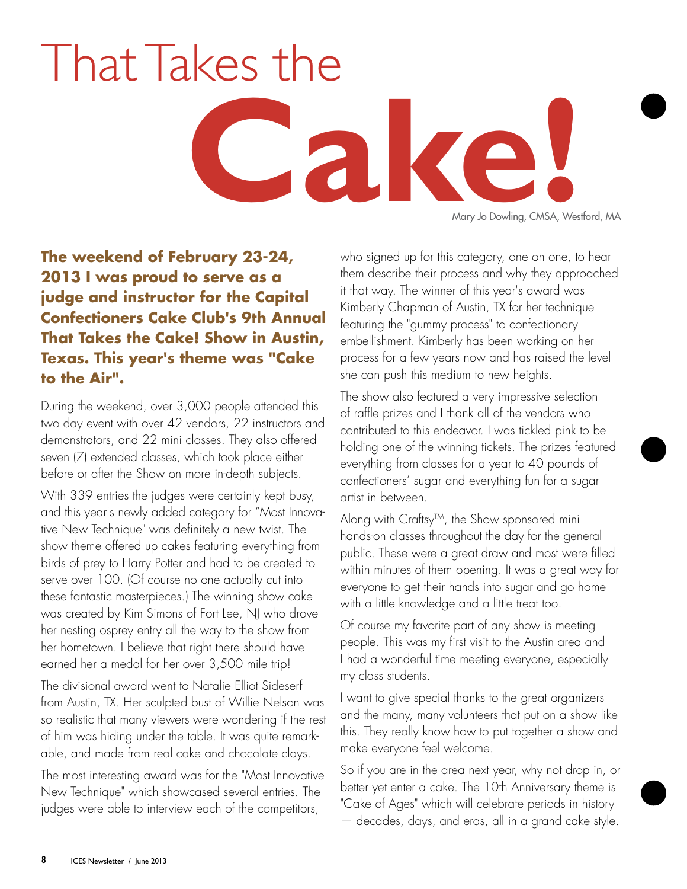# That Takes the Cake!

Mary Jo Dowling, CMSA, Westford, MA

**The weekend of February 23-24, 2013 I was proud to serve as a judge and instructor for the Capital Confectioners Cake Club's 9th Annual That Takes the Cake! Show in Austin, Texas. This year's theme was "Cake to the Air".**

During the weekend, over 3,000 people attended this two day event with over 42 vendors, 22 instructors and demonstrators, and 22 mini classes. They also offered seven (7) extended classes, which took place either before or after the Show on more in-depth subjects.

With 339 entries the judges were certainly kept busy, and this year's newly added category for "Most Innovative New Technique" was definitely a new twist. The show theme offered up cakes featuring everything from birds of prey to Harry Potter and had to be created to serve over 100. (Of course no one actually cut into these fantastic masterpieces.) The winning show cake was created by Kim Simons of Fort Lee, NJ who drove her nesting osprey entry all the way to the show from her hometown. I believe that right there should have earned her a medal for her over 3,500 mile trip!

The divisional award went to Natalie Elliot Sideserf from Austin, TX. Her sculpted bust of Willie Nelson was so realistic that many viewers were wondering if the rest of him was hiding under the table. It was quite remarkable, and made from real cake and chocolate clays.

The most interesting award was for the "Most Innovative New Technique" which showcased several entries. The judges were able to interview each of the competitors, who signed up for this category, one on one, to hear them describe their process and why they approached it that way. The winner of this year's award was Kimberly Chapman of Austin, TX for her technique featuring the "gummy process" to confectionary embellishment. Kimberly has been working on her process for a few years now and has raised the level she can push this medium to new heights.

The show also featured a very impressive selection of raffle prizes and I thank all of the vendors who contributed to this endeavor. I was tickled pink to be holding one of the winning tickets. The prizes featured everything from classes for a year to 40 pounds of confectioners' sugar and everything fun for a sugar artist in between.

Along with Craftsy™, the Show sponsored mini hands-on classes throughout the day for the general public. These were a great draw and most were filled within minutes of them opening. It was a great way for everyone to get their hands into sugar and go home with a little knowledge and a little treat too.

Of course my favorite part of any show is meeting people. This was my first visit to the Austin area and I had a wonderful time meeting everyone, especially my class students.

I want to give special thanks to the great organizers and the many, many volunteers that put on a show like this. They really know how to put together a show and make everyone feel welcome.

So if you are in the area next year, why not drop in, or better yet enter a cake. The 10th Anniversary theme is "Cake of Ages" which will celebrate periods in history — decades, days, and eras, all in a grand cake style.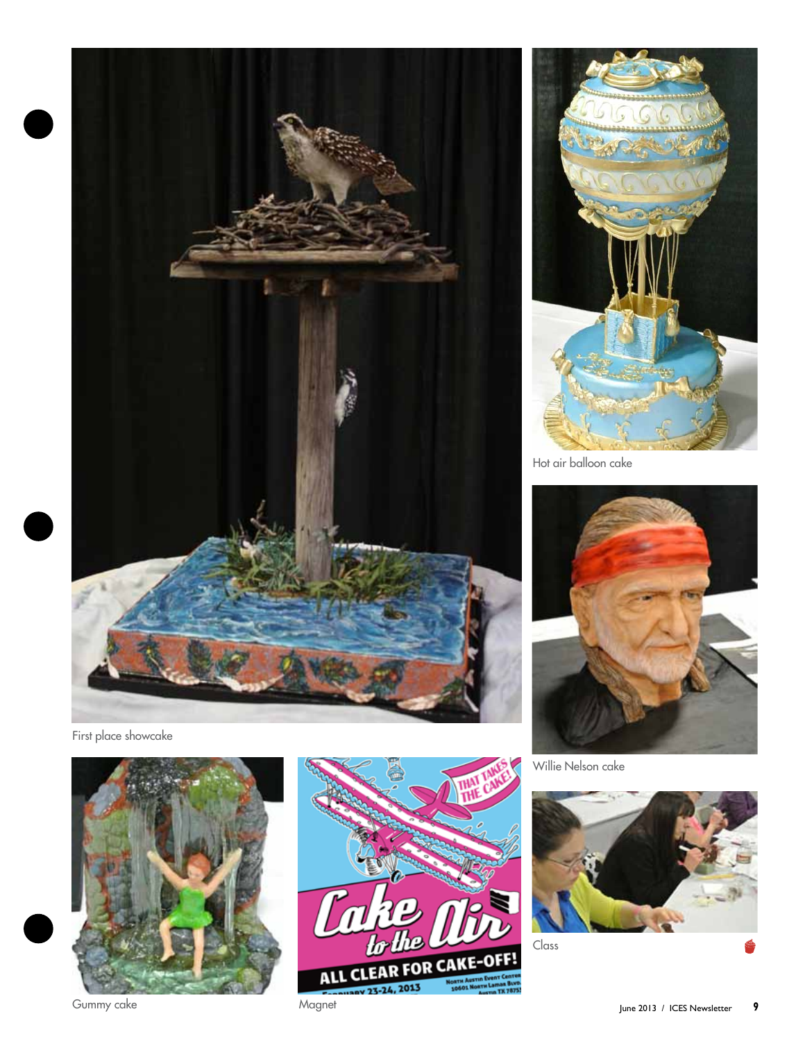First place showcake

Hot air balloon cake

Willie Nelson cake

Gummy cake

Magnet

Class